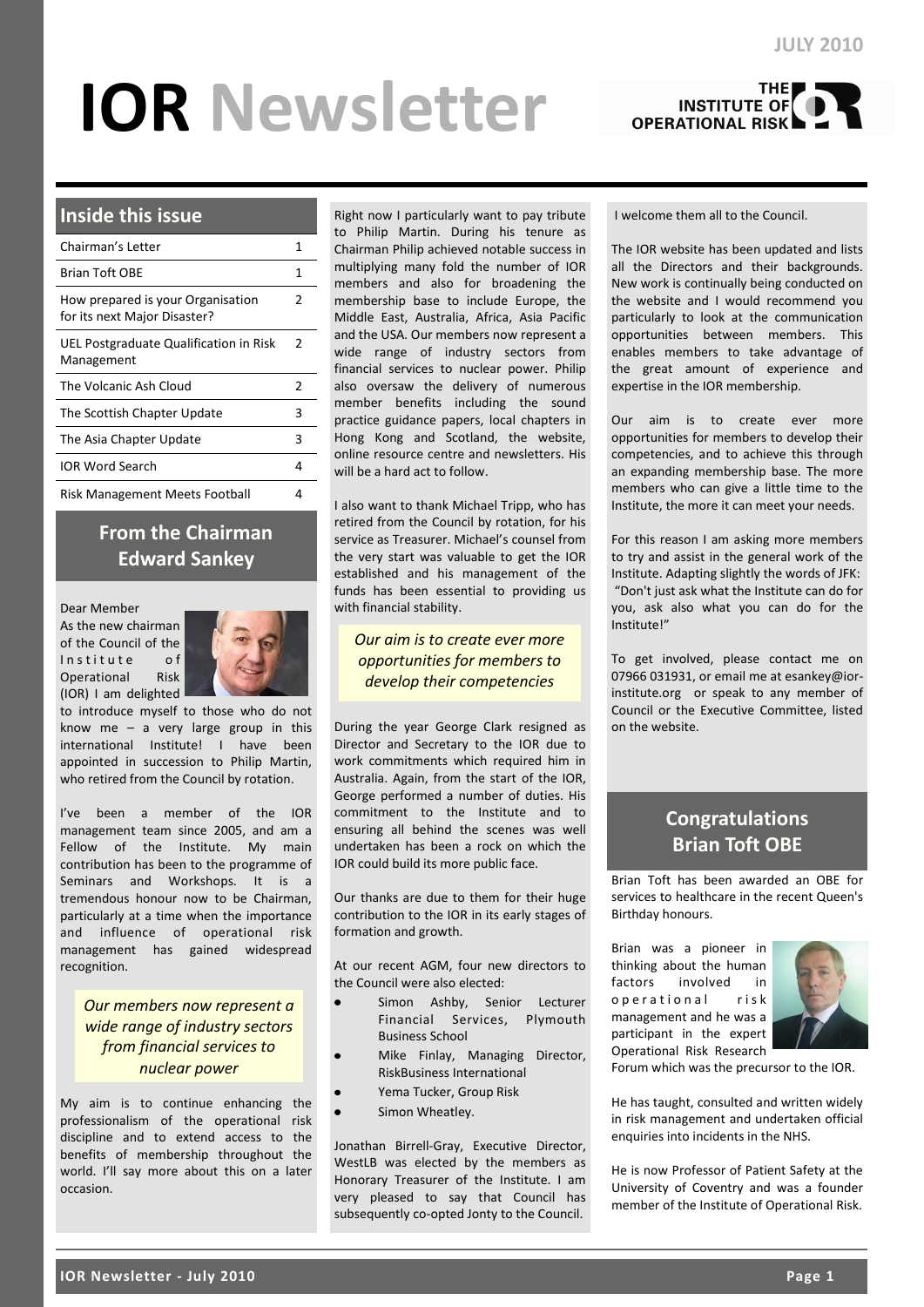# IOR Newsletter

JULY 2010

## Inside this issue

| Chairman's Letter | 1 |
| --- | --- |
| Brian Toft OBE | 1 |
| How prepared is your Organisation for its next Major Disaster? | 2 |
| UEL Postgraduate Qualification in Risk Management | 2 |
| The Volcanic Ash Cloud | 2 |
| The Scottish Chapter Update | 3 |
| The Asia Chapter Update | 3 |
| IOR Word Search | 4 |
| Risk Management Meets Football | 4 |

## From the Chairman Edward Sankey

Dear Member

As the new chairman of the Council of the Institute of Operational Risk (IOR) I am delighted to introduce myself to those who do not know me – a very large group in this international Institute! I have been appointed in succession to Philip Martin, who retired from the Council by rotation.

I've been a member of the IOR management team since 2005, and am a Fellow of the Institute. My main contribution has been to the programme of Seminars and Workshops. It is a tremendous honour now to be Chairman, particularly at a time when the importance and influence of operational risk management has gained widespread recognition.

*Our members now represent a wide range of industry sectors from financial services to nuclear power*

My aim is to continue enhancing the professionalism of the operational risk discipline and to extend access to the benefits of membership throughout the world. I'll say more about this on a later occasion.

Right now I particularly want to pay tribute to Philip Martin. During his tenure as Chairman Philip achieved notable success in multiplying many fold the number of IOR members and also for broadening the membership base to include Europe, the Middle East, Australia, Africa, Asia Pacific and the USA. Our members now represent a wide range of industry sectors from financial services to nuclear power. Philip also oversaw the delivery of numerous member benefits including the sound practice guidance papers, local chapters in Hong Kong and Scotland, the website, online resource centre and newsletters. His will be a hard act to follow.

I also want to thank Michael Tripp, who has retired from the Council by rotation, for his service as Treasurer. Michael's counsel from the very start was valuable to get the IOR established and his management of the funds has been essential to providing us with financial stability.

*Our aim is to create ever more opportunities for members to develop their competencies*

During the year George Clark resigned as Director and Secretary to the IOR due to work commitments which required him in Australia. Again, from the start of the IOR, George performed a number of duties. His commitment to the Institute and to ensuring all behind the scenes was well undertaken has been a rock on which the IOR could build its more public face.

Our thanks are due to them for their huge contribution to the IOR in its early stages of formation and growth.

At our recent AGM, four new directors to the Council were also elected:

- Simon Ashby, Senior Lecturer Financial Services, Plymouth Business School
- Mike Finlay, Managing Director, RiskBusiness International
- Yema Tucker, Group Risk
- Simon Wheatley.

Jonathan Birrell-Gray, Executive Director, WestLB was elected by the members as Honorary Treasurer of the Institute. I am very pleased to say that Council has subsequently co-opted Jonty to the Council.

I welcome them all to the Council.

The IOR website has been updated and lists all the Directors and their backgrounds. New work is continually being conducted on the website and I would recommend you particularly to look at the communication opportunities between members. This enables members to take advantage of the great amount of experience and expertise in the IOR membership.

Our aim is to create ever more opportunities for members to develop their competencies, and to achieve this through an expanding membership base. The more members who can give a little time to the Institute, the more it can meet your needs.

For this reason I am asking more members to try and assist in the general work of the Institute. Adapting slightly the words of JFK: "Don't just ask what the Institute can do for you, ask also what you can do for the Institute!"

To get involved, please contact me on 07966 031931, or email me at esankey@ior-institute.org or speak to any member of Council or the Executive Committee, listed on the website.

## Congratulations Brian Toft OBE

Brian Toft has been awarded an OBE for services to healthcare in the recent Queen's Birthday honours.

Brian was a pioneer in thinking about the human factors involved in operational risk management and he was a participant in the expert Operational Risk Research Forum which was the precursor to the IOR.

He has taught, consulted and written widely in risk management and undertaken official enquiries into incidents in the NHS.

He is now Professor of Patient Safety at the University of Coventry and was a founder member of the Institute of Operational Risk.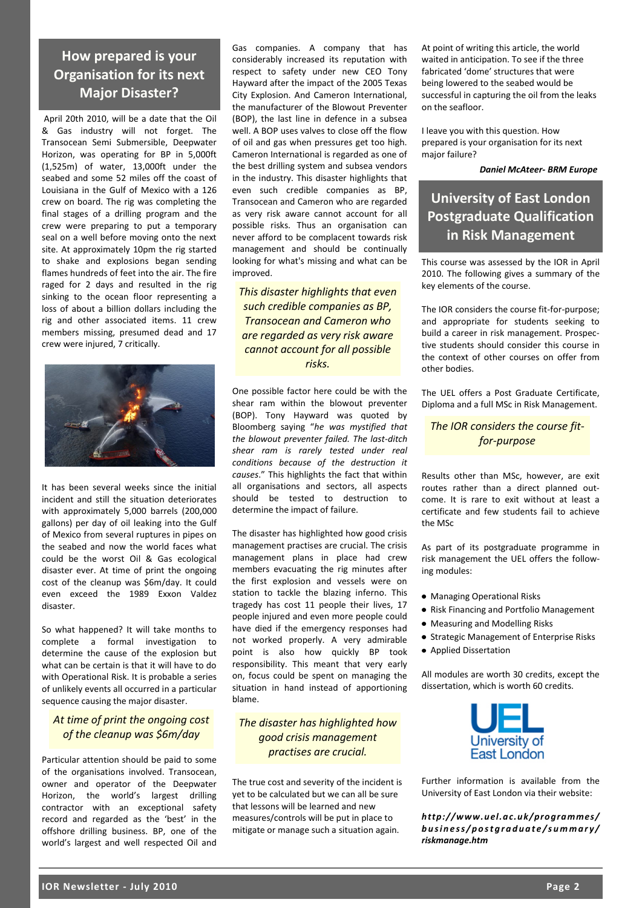## How prepared is your Organisation for its next Major Disaster?

April 20th 2010, will be a date that the Oil & Gas industry will not forget. The Transocean Semi Submersible, Deepwater Horizon, was operating for BP in 5,000ft (1,525m) of water, 13,000ft under the seabed and some 52 miles off the coast of Louisiana in the Gulf of Mexico with a 126 crew on board. The rig was completing the final stages of a drilling program and the crew were preparing to put a temporary seal on a well before moving onto the next site. At approximately 10pm the rig started to shake and explosions began sending flames hundreds of feet into the air. The fire raged for 2 days and resulted in the rig sinking to the ocean floor representing a loss of about a billion dollars including the rig and other associated items. 11 crew members missing, presumed dead and 17 crew were injured, 7 critically.

It has been several weeks since the initial incident and still the situation deteriorates with approximately 5,000 barrels (200,000 gallons) per day of oil leaking into the Gulf of Mexico from several ruptures in pipes on the seabed and now the world faces what could be the worst Oil & Gas ecological disaster ever. At time of print the ongoing cost of the cleanup was $6m/day. It could even exceed the 1989 Exxon Valdez disaster.

So what happened? It will take months to complete a formal investigation to determine the cause of the explosion but what can be certain is that it will have to do with Operational Risk. It is probable a series of unlikely events all occurred in a particular sequence causing the major disaster.

*At time of print the ongoing cost of the cleanup was $6m/day*

Particular attention should be paid to some of the organisations involved. Transocean, owner and operator of the Deepwater Horizon, the world's largest drilling contractor with an exceptional safety record and regarded as the 'best' in the offshore drilling business. BP, one of the world's largest and well respected Oil and Gas companies. A company that has considerably increased its reputation with respect to safety under new CEO Tony Hayward after the impact of the 2005 Texas City Explosion. And Cameron International, the manufacturer of the Blowout Preventer (BOP), the last line in defence in a subsea well. A BOP uses valves to close off the flow of oil and gas when pressures get too high. Cameron International is regarded as one of the best drilling system and subsea vendors in the industry. This disaster highlights that even such credible companies as BP, Transocean and Cameron who are regarded as very risk aware cannot account for all possible risks. Thus an organisation can never afford to be complacent towards risk management and should be continually looking for what's missing and what can be improved.

*This disaster highlights that even such credible companies as BP, Transocean and Cameron who are regarded as very risk aware cannot account for all possible risks.*

One possible factor here could be with the shear ram within the blowout preventer (BOP). Tony Hayward was quoted by Bloomberg saying "*he was mystified that the blowout preventer failed. The last-ditch shear ram is rarely tested under real conditions because of the destruction it causes*." This highlights the fact that within all organisations and sectors, all aspects should be tested to destruction to determine the impact of failure.

The disaster has highlighted how good crisis management practises are crucial. The crisis management plans in place had crew members evacuating the rig minutes after the first explosion and vessels were on station to tackle the blazing inferno. This tragedy has cost 11 people their lives, 17 people injured and even more people could have died if the emergency responses had not worked properly. A very admirable point is also how quickly BP took responsibility. This meant that very early on, focus could be spent on managing the situation in hand instead of apportioning blame.

*The disaster has highlighted how good crisis management practises are crucial.*

The true cost and severity of the incident is yet to be calculated but we can all be sure that lessons will be learned and new measures/controls will be put in place to mitigate or manage such a situation again.

At point of writing this article, the world waited in anticipation. To see if the three fabricated 'dome' structures that were being lowered to the seabed would be successful in capturing the oil from the leaks on the seafloor.

I leave you with this question. How prepared is your organisation for its next major failure?

***Daniel McAteer- BRM Europe***

## University of East London Postgraduate Qualification in Risk Management

This course was assessed by the IOR in April 2010. The following gives a summary of the key elements of the course.

The IOR considers the course fit-for-purpose; and appropriate for students seeking to build a career in risk management. Prospective students should consider this course in the context of other courses on offer from other bodies.

The UEL offers a Post Graduate Certificate, Diploma and a full MSc in Risk Management.

*The IOR considers the course fit-for-purpose*

Results other than MSc, however, are exit routes rather than a direct planned outcome. It is rare to exit without at least a certificate and few students fail to achieve the MSc

As part of its postgraduate programme in risk management the UEL offers the following modules:

- Managing Operational Risks
- Risk Financing and Portfolio Management
- Measuring and Modelling Risks
- Strategic Management of Enterprise Risks
- Applied Dissertation

All modules are worth 30 credits, except the dissertation, which is worth 60 credits.

Further information is available from the University of East London via their website:

***http://www.uel.ac.uk/programmes/business/postgraduate/summary/riskmanage.htm***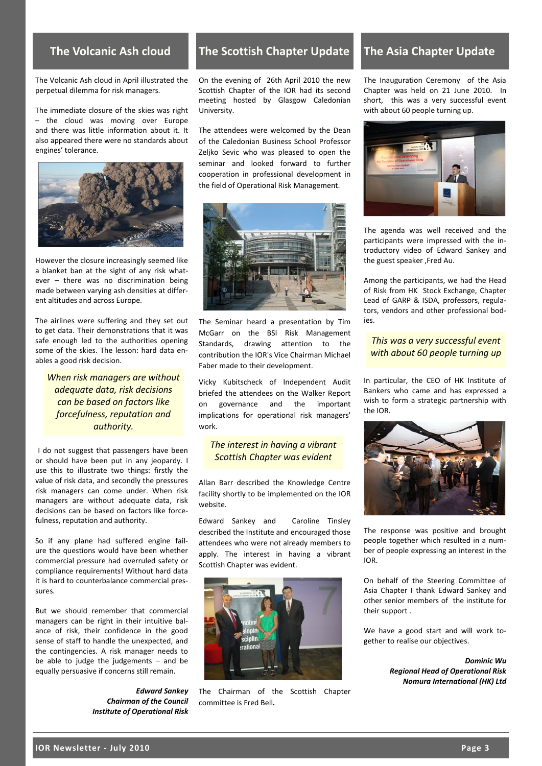## The Volcanic Ash cloud

The Volcanic Ash cloud in April illustrated the perpetual dilemma for risk managers.

The immediate closure of the skies was right – the cloud was moving over Europe and there was little information about it. It also appeared there were no standards about engines' tolerance.

However the closure increasingly seemed like a blanket ban at the sight of any risk whatever – there was no discrimination being made between varying ash densities at different altitudes and across Europe.

The airlines were suffering and they set out to get data. Their demonstrations that it was safe enough led to the authorities opening some of the skies. The lesson: hard data enables a good risk decision.

> *When risk managers are without adequate data, risk decisions can be based on factors like forcefulness, reputation and authority.*

I do not suggest that passengers have been or should have been put in any jeopardy. I use this to illustrate two things: firstly the value of risk data, and secondly the pressures risk managers can come under. When risk managers are without adequate data, risk decisions can be based on factors like forcefulness, reputation and authority.

So if any plane had suffered engine failure the questions would have been whether commercial pressure had overruled safety or compliance requirements! Without hard data it is hard to counterbalance commercial pressures.

But we should remember that commercial managers can be right in their intuitive balance of risk, their confidence in the good sense of staff to handle the unexpected, and the contingencies. A risk manager needs to be able to judge the judgements – and be equally persuasive if concerns still remain.

***Edward Sankey***
***Chairman of the Council***
***Institute of Operational Risk***

## The Scottish Chapter Update

On the evening of 26th April 2010 the new Scottish Chapter of the IOR had its second meeting hosted by Glasgow Caledonian University.

The attendees were welcomed by the Dean of the Caledonian Business School Professor Zeljko Sevic who was pleased to open the seminar and looked forward to further cooperation in professional development in the field of Operational Risk Management.

The Seminar heard a presentation by Tim McGarr on the BSI Risk Management Standards, drawing attention to the contribution the IOR's Vice Chairman Michael Faber made to their development.

Vicky Kubitscheck of Independent Audit briefed the attendees on the Walker Report on governance and the important implications for operational risk managers' work.

> *The interest in having a vibrant Scottish Chapter was evident*

Allan Barr described the Knowledge Centre facility shortly to be implemented on the IOR website.

Edward Sankey and Caroline Tinsley described the Institute and encouraged those attendees who were not already members to apply. The interest in having a vibrant Scottish Chapter was evident.

The Chairman of the Scottish Chapter committee is Fred Bell**.**

## The Asia Chapter Update

The Inauguration Ceremony of the Asia Chapter was held on 21 June 2010. In short, this was a very successful event with about 60 people turning up.

The agenda was well received and the participants were impressed with the introductory video of Edward Sankey and the guest speaker ,Fred Au.

Among the participants, we had the Head of Risk from HK Stock Exchange, Chapter Lead of GARP & ISDA, professors, regulators, vendors and other professional bodies.

> *This was a very successful event with about 60 people turning up*

In particular, the CEO of HK Institute of Bankers who came and has expressed a wish to form a strategic partnership with the IOR.

The response was positive and brought people together which resulted in a number of people expressing an interest in the IOR.

On behalf of the Steering Committee of Asia Chapter I thank Edward Sankey and other senior members of the institute for their support .

We have a good start and will work together to realise our objectives.

***Dominic Wu***
***Regional Head of Operational Risk***
***Nomura International (HK) Ltd***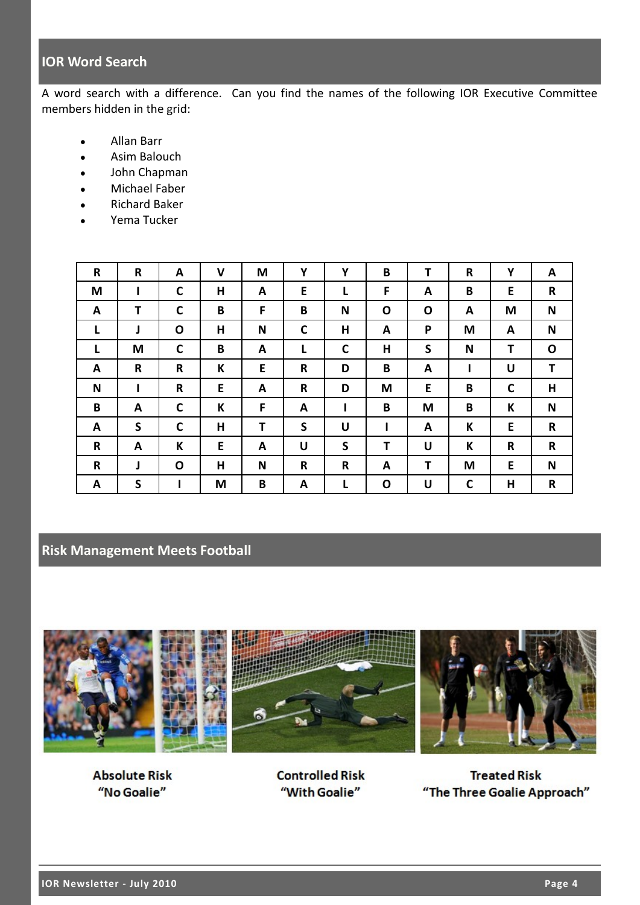## IOR Word Search

A word search with a difference. Can you find the names of the following IOR Executive Committee members hidden in the grid:

- Allan Barr
- Asim Balouch
- John Chapman
- Michael Faber
- Richard Baker
- Yema Tucker

| | | | | | | | | | | | |
|---|---|---|---|---|---|---|---|---|---|---|---|
| R | R | A | V | M | Y | Y | B | T | R | Y | A |
| M | I | C | H | A | E | L | F | A | B | E | R |
| A | T | C | B | F | B | N | O | O | A | M | N |
| L | J | O | H | N | C | H | A | P | M | A | N |
| L | M | C | B | A | L | C | H | S | N | T | O |
| A | R | R | K | E | R | D | B | A | I | U | T |
| N | I | R | E | A | R | D | M | E | B | C | H |
| B | A | C | K | F | A | I | B | M | B | K | N |
| A | S | C | H | T | S | U | I | A | K | E | R |
| R | A | K | E | A | U | S | T | U | K | R | R |
| R | J | O | H | N | R | R | A | T | M | E | N |
| A | S | I | M | B | A | L | O | U | C | H | R |

## Risk Management Meets Football

Absolute Risk
"No Goalie"

Controlled Risk
"With Goalie"

Treated Risk
"The Three Goalie Approach"